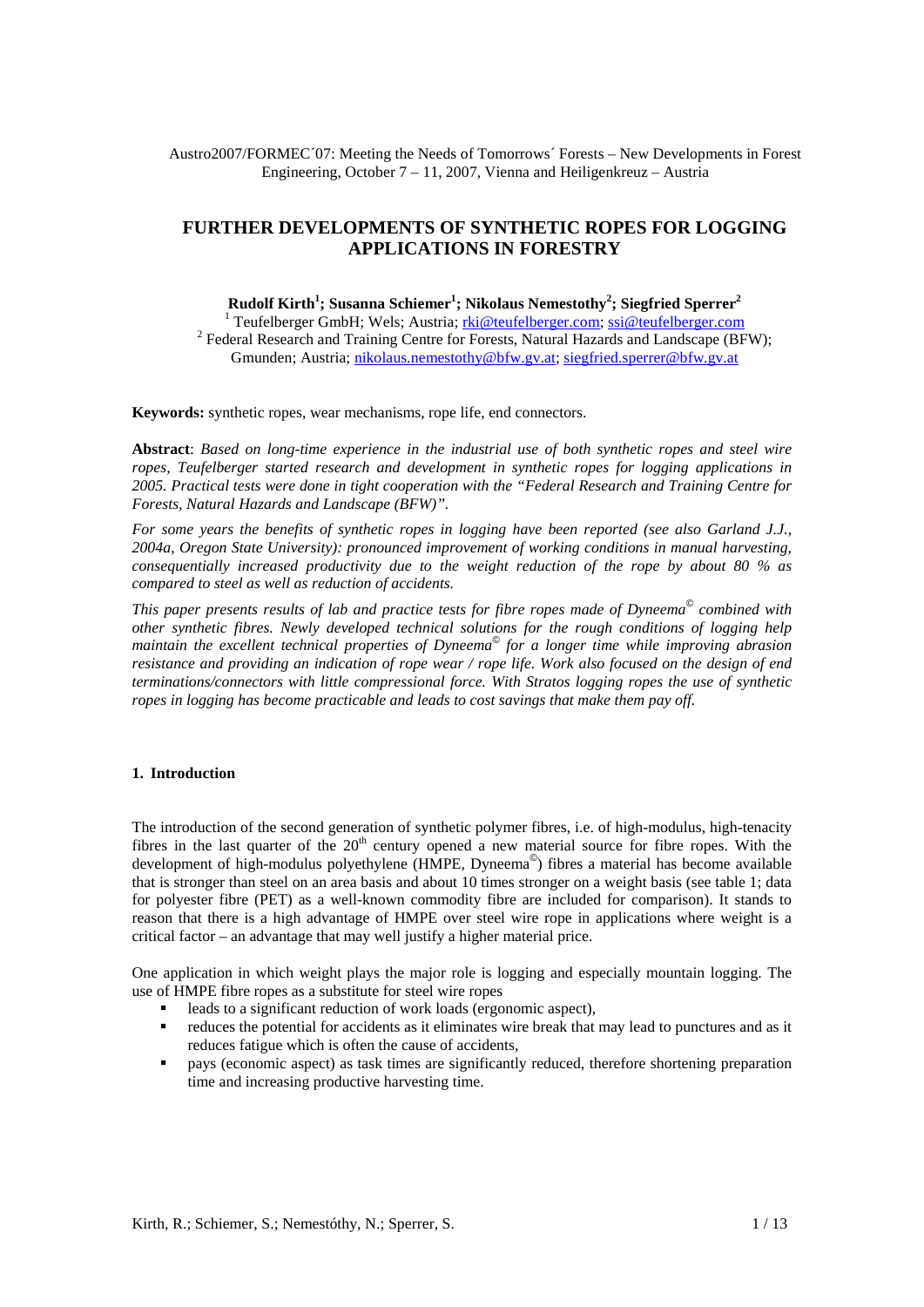Austro2007/FORMEC´07: Meeting the Needs of Tomorrows´ Forests – New Developments in Forest Engineering, October 7 – 11, 2007, Vienna and Heiligenkreuz – Austria

# FURTHER DEVELOPMENTS OF SYNTHETIC ROPES FOR LOGGING APPLICATIONS IN FORESTRY

**Rudolf Kirth[1]; Susanna Schiemer[1]; Nikolaus Nemestothy[2]; Siegfried Sperrer[2]**

[1] Teufelberger GmbH; Wels; Austria; rki@teufelberger.com; ssi@teufelberger.com
[2] Federal Research and Training Centre for Forests, Natural Hazards and Landscape (BFW); Gmunden; Austria; nikolaus.nemestothy@bfw.gv.at; siegfried.sperrer@bfw.gv.at

**Keywords:** synthetic ropes, wear mechanisms, rope life, end connectors.

**Abstract**: *Based on long-time experience in the industrial use of both synthetic ropes and steel wire ropes, Teufelberger started research and development in synthetic ropes for logging applications in 2005. Practical tests were done in tight cooperation with the "Federal Research and Training Centre for Forests, Natural Hazards and Landscape (BFW)".*

*For some years the benefits of synthetic ropes in logging have been reported (see also Garland J.J., 2004a, Oregon State University): pronounced improvement of working conditions in manual harvesting, consequentially increased productivity due to the weight reduction of the rope by about 80 % as compared to steel as well as reduction of accidents.*

*This paper presents results of lab and practice tests for fibre ropes made of Dyneema© combined with other synthetic fibres. Newly developed technical solutions for the rough conditions of logging help maintain the excellent technical properties of Dyneema© for a longer time while improving abrasion resistance and providing an indication of rope wear / rope life. Work also focused on the design of end terminations/connectors with little compressional force. With Stratos logging ropes the use of synthetic ropes in logging has become practicable and leads to cost savings that make them pay off.*

## 1. Introduction

The introduction of the second generation of synthetic polymer fibres, i.e. of high-modulus, high-tenacity fibres in the last quarter of the 20th century opened a new material source for fibre ropes. With the development of high-modulus polyethylene (HMPE, Dyneema©) fibres a material has become available that is stronger than steel on an area basis and about 10 times stronger on a weight basis (see table 1; data for polyester fibre (PET) as a well-known commodity fibre are included for comparison). It stands to reason that there is a high advantage of HMPE over steel wire rope in applications where weight is a critical factor – an advantage that may well justify a higher material price.

One application in which weight plays the major role is logging and especially mountain logging. The use of HMPE fibre ropes as a substitute for steel wire ropes

- leads to a significant reduction of work loads (ergonomic aspect),
- reduces the potential for accidents as it eliminates wire break that may lead to punctures and as it reduces fatigue which is often the cause of accidents,
- pays (economic aspect) as task times are significantly reduced, therefore shortening preparation time and increasing productive harvesting time.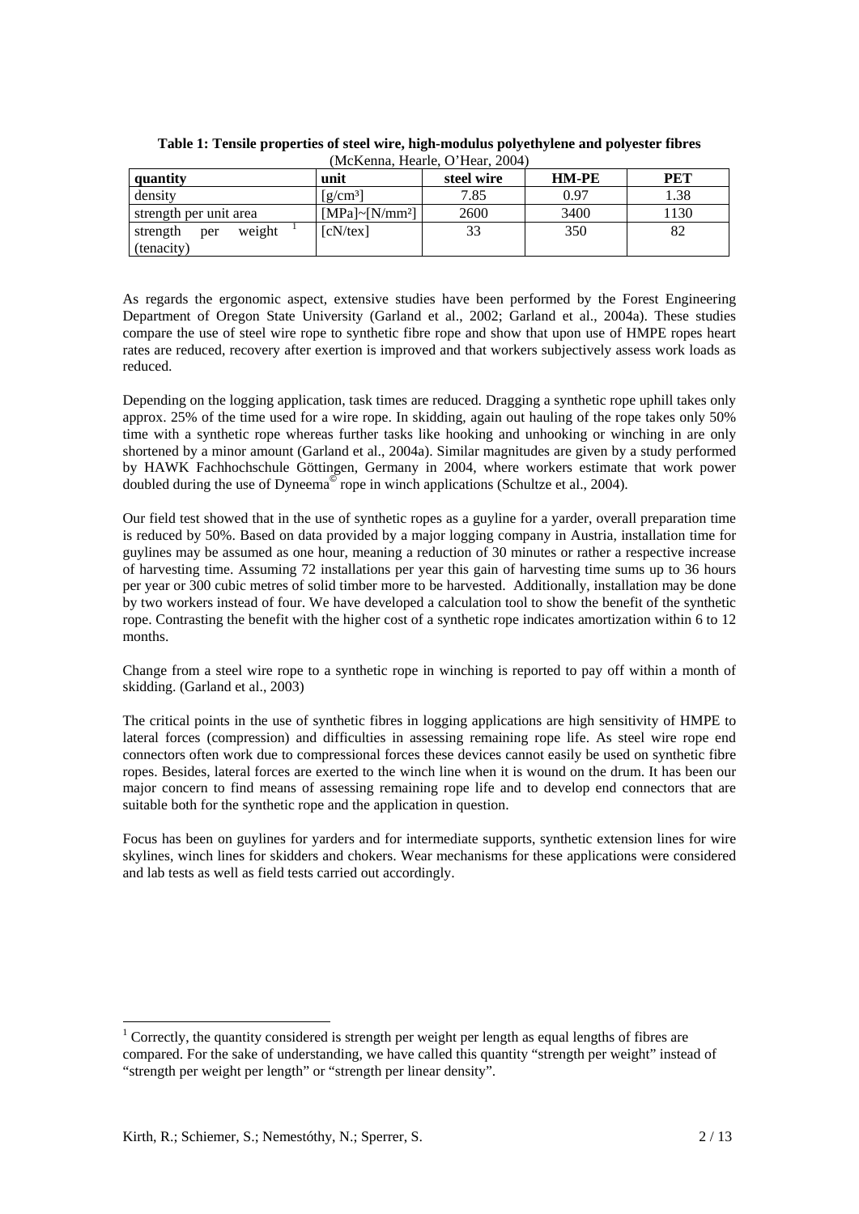**Table 1: Tensile properties of steel wire, high-modulus polyethylene and polyester fibres**
(McKenna, Hearle, O'Hear, 2004)

| quantity | unit | steel wire | HM-PE | PET |
|---|---|---|---|---|
| density | [g/cm³] | 7.85 | 0.97 | 1.38 |
| strength per unit area | [MPa]~[N/mm²] | 2600 | 3400 | 1130 |
| strength per weight [1] (tenacity) | [cN/tex] | 33 | 350 | 82 |

As regards the ergonomic aspect, extensive studies have been performed by the Forest Engineering Department of Oregon State University (Garland et al., 2002; Garland et al., 2004a). These studies compare the use of steel wire rope to synthetic fibre rope and show that upon use of HMPE ropes heart rates are reduced, recovery after exertion is improved and that workers subjectively assess work loads as reduced.

Depending on the logging application, task times are reduced. Dragging a synthetic rope uphill takes only approx. 25% of the time used for a wire rope. In skidding, again out hauling of the rope takes only 50% time with a synthetic rope whereas further tasks like hooking and unhooking or winching in are only shortened by a minor amount (Garland et al., 2004a). Similar magnitudes are given by a study performed by HAWK Fachhochschule Göttingen, Germany in 2004, where workers estimate that work power doubled during the use of Dyneema© rope in winch applications (Schultze et al., 2004).

Our field test showed that in the use of synthetic ropes as a guyline for a yarder, overall preparation time is reduced by 50%. Based on data provided by a major logging company in Austria, installation time for guylines may be assumed as one hour, meaning a reduction of 30 minutes or rather a respective increase of harvesting time. Assuming 72 installations per year this gain of harvesting time sums up to 36 hours per year or 300 cubic metres of solid timber more to be harvested. Additionally, installation may be done by two workers instead of four. We have developed a calculation tool to show the benefit of the synthetic rope. Contrasting the benefit with the higher cost of a synthetic rope indicates amortization within 6 to 12 months.

Change from a steel wire rope to a synthetic rope in winching is reported to pay off within a month of skidding. (Garland et al., 2003)

The critical points in the use of synthetic fibres in logging applications are high sensitivity of HMPE to lateral forces (compression) and difficulties in assessing remaining rope life. As steel wire rope end connectors often work due to compressional forces these devices cannot easily be used on synthetic fibre ropes. Besides, lateral forces are exerted to the winch line when it is wound on the drum. It has been our major concern to find means of assessing remaining rope life and to develop end connectors that are suitable both for the synthetic rope and the application in question.

Focus has been on guylines for yarders and for intermediate supports, synthetic extension lines for wire skylines, winch lines for skidders and chokers. Wear mechanisms for these applications were considered and lab tests as well as field tests carried out accordingly.

[1] Correctly, the quantity considered is strength per weight per length as equal lengths of fibres are compared. For the sake of understanding, we have called this quantity "strength per weight" instead of "strength per weight per length" or "strength per linear density".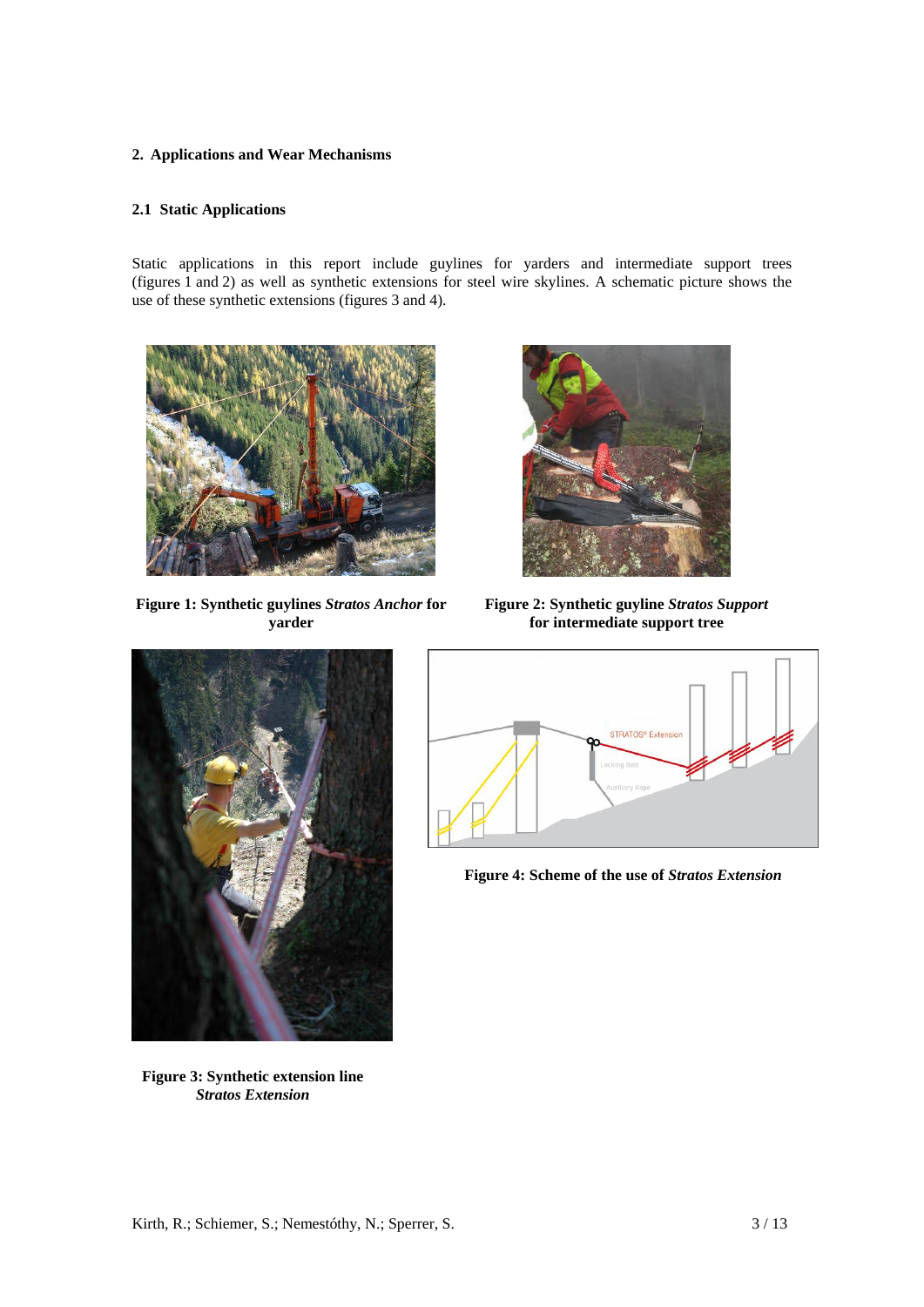## 2. Applications and Wear Mechanisms

### 2.1 Static Applications

Static applications in this report include guylines for yarders and intermediate support trees (figures 1 and 2) as well as synthetic extensions for steel wire skylines. A schematic picture shows the use of these synthetic extensions (figures 3 and 4).

**Figure 1: Synthetic guylines *Stratos Anchor* for yarder**

**Figure 2: Synthetic guyline *Stratos Support* for intermediate support tree**

**Figure 3: Synthetic extension line *Stratos Extension***

**Figure 4: Scheme of the use of *Stratos Extension***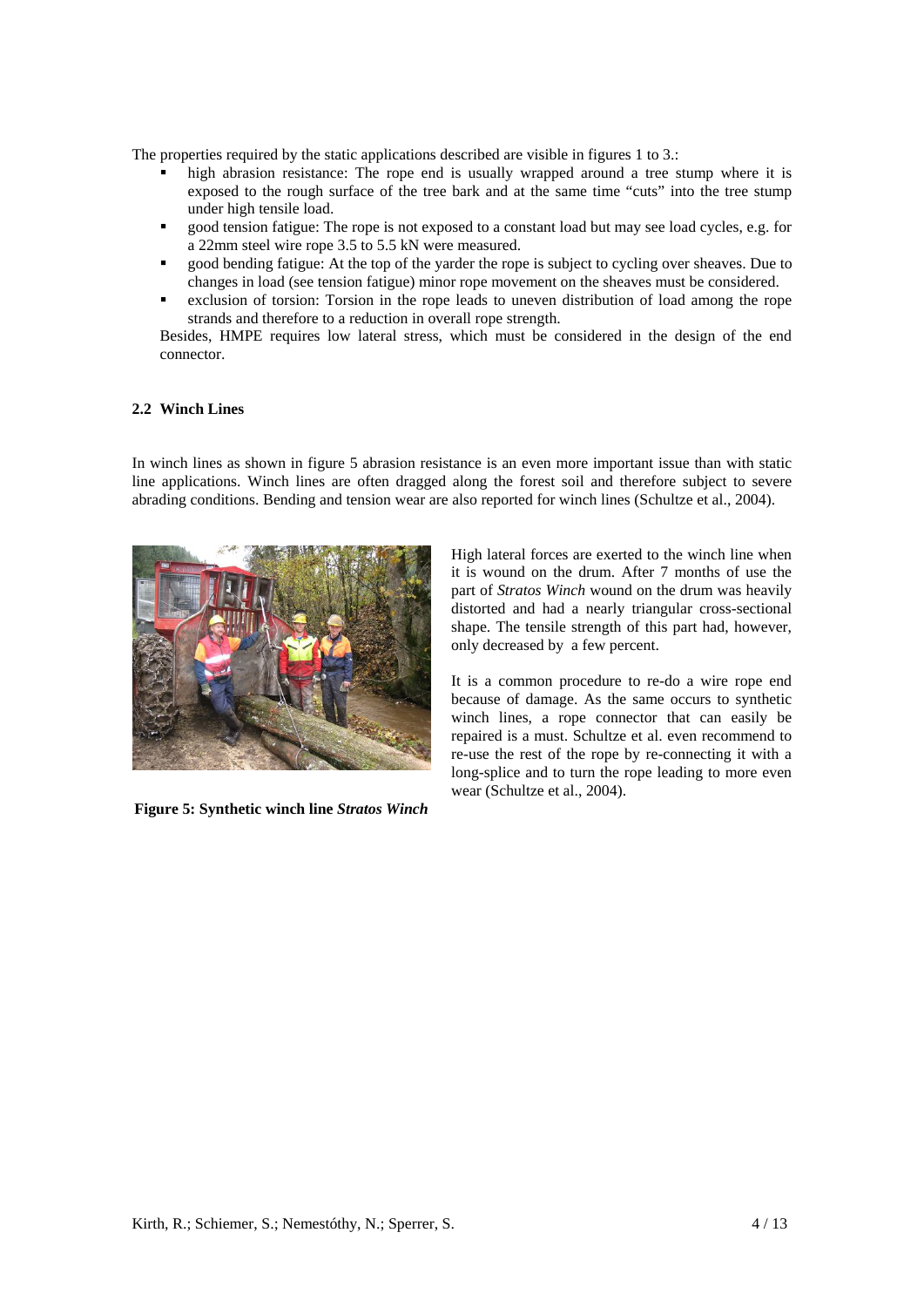The properties required by the static applications described are visible in figures 1 to 3.:

- high abrasion resistance: The rope end is usually wrapped around a tree stump where it is exposed to the rough surface of the tree bark and at the same time "cuts" into the tree stump under high tensile load.
- good tension fatigue: The rope is not exposed to a constant load but may see load cycles, e.g. for a 22mm steel wire rope 3.5 to 5.5 kN were measured.
- good bending fatigue: At the top of the yarder the rope is subject to cycling over sheaves. Due to changes in load (see tension fatigue) minor rope movement on the sheaves must be considered.
- exclusion of torsion: Torsion in the rope leads to uneven distribution of load among the rope strands and therefore to a reduction in overall rope strength.

Besides, HMPE requires low lateral stress, which must be considered in the design of the end connector.

### 2.2 Winch Lines

In winch lines as shown in figure 5 abrasion resistance is an even more important issue than with static line applications. Winch lines are often dragged along the forest soil and therefore subject to severe abrading conditions. Bending and tension wear are also reported for winch lines (Schultze et al., 2004).

**Figure 5: Synthetic winch line *Stratos Winch***

High lateral forces are exerted to the winch line when it is wound on the drum. After 7 months of use the part of *Stratos Winch* wound on the drum was heavily distorted and had a nearly triangular cross-sectional shape. The tensile strength of this part had, however, only decreased by a few percent.

It is a common procedure to re-do a wire rope end because of damage. As the same occurs to synthetic winch lines, a rope connector that can easily be repaired is a must. Schultze et al. even recommend to re-use the rest of the rope by re-connecting it with a long-splice and to turn the rope leading to more even wear (Schultze et al., 2004).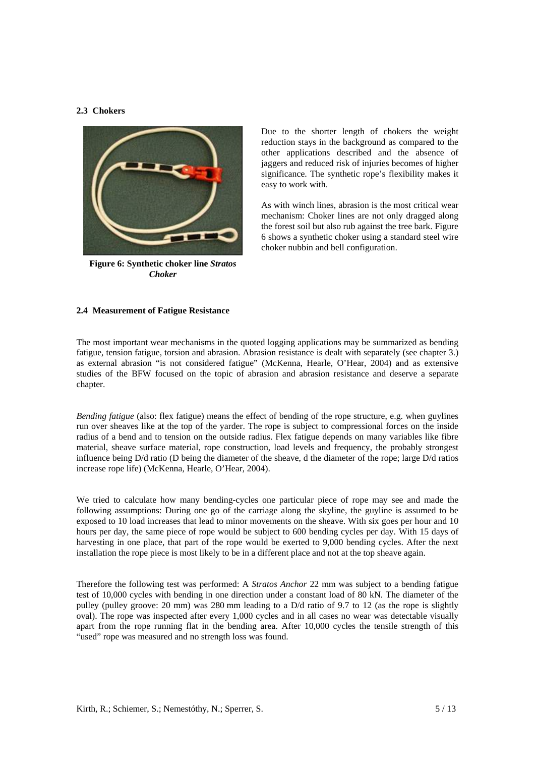### 2.3 Chokers

**Figure 6: Synthetic choker line *Stratos Choker***

Due to the shorter length of chokers the weight reduction stays in the background as compared to the other applications described and the absence of jaggers and reduced risk of injuries becomes of higher significance. The synthetic rope's flexibility makes it easy to work with.

As with winch lines, abrasion is the most critical wear mechanism: Choker lines are not only dragged along the forest soil but also rub against the tree bark. Figure 6 shows a synthetic choker using a standard steel wire choker nubbin and bell configuration.

### 2.4 Measurement of Fatigue Resistance

The most important wear mechanisms in the quoted logging applications may be summarized as bending fatigue, tension fatigue, torsion and abrasion. Abrasion resistance is dealt with separately (see chapter 3.) as external abrasion "is not considered fatigue" (McKenna, Hearle, O'Hear, 2004) and as extensive studies of the BFW focused on the topic of abrasion and abrasion resistance and deserve a separate chapter.

*Bending fatigue* (also: flex fatigue) means the effect of bending of the rope structure, e.g. when guylines run over sheaves like at the top of the yarder. The rope is subject to compressional forces on the inside radius of a bend and to tension on the outside radius. Flex fatigue depends on many variables like fibre material, sheave surface material, rope construction, load levels and frequency, the probably strongest influence being D/d ratio (D being the diameter of the sheave, d the diameter of the rope; large D/d ratios increase rope life) (McKenna, Hearle, O'Hear, 2004).

We tried to calculate how many bending-cycles one particular piece of rope may see and made the following assumptions: During one go of the carriage along the skyline, the guyline is assumed to be exposed to 10 load increases that lead to minor movements on the sheave. With six goes per hour and 10 hours per day, the same piece of rope would be subject to 600 bending cycles per day. With 15 days of harvesting in one place, that part of the rope would be exerted to 9,000 bending cycles. After the next installation the rope piece is most likely to be in a different place and not at the top sheave again.

Therefore the following test was performed: A *Stratos Anchor* 22 mm was subject to a bending fatigue test of 10,000 cycles with bending in one direction under a constant load of 80 kN. The diameter of the pulley (pulley groove: 20 mm) was 280 mm leading to a D/d ratio of 9.7 to 12 (as the rope is slightly oval). The rope was inspected after every 1,000 cycles and in all cases no wear was detectable visually apart from the rope running flat in the bending area. After 10,000 cycles the tensile strength of this "used" rope was measured and no strength loss was found.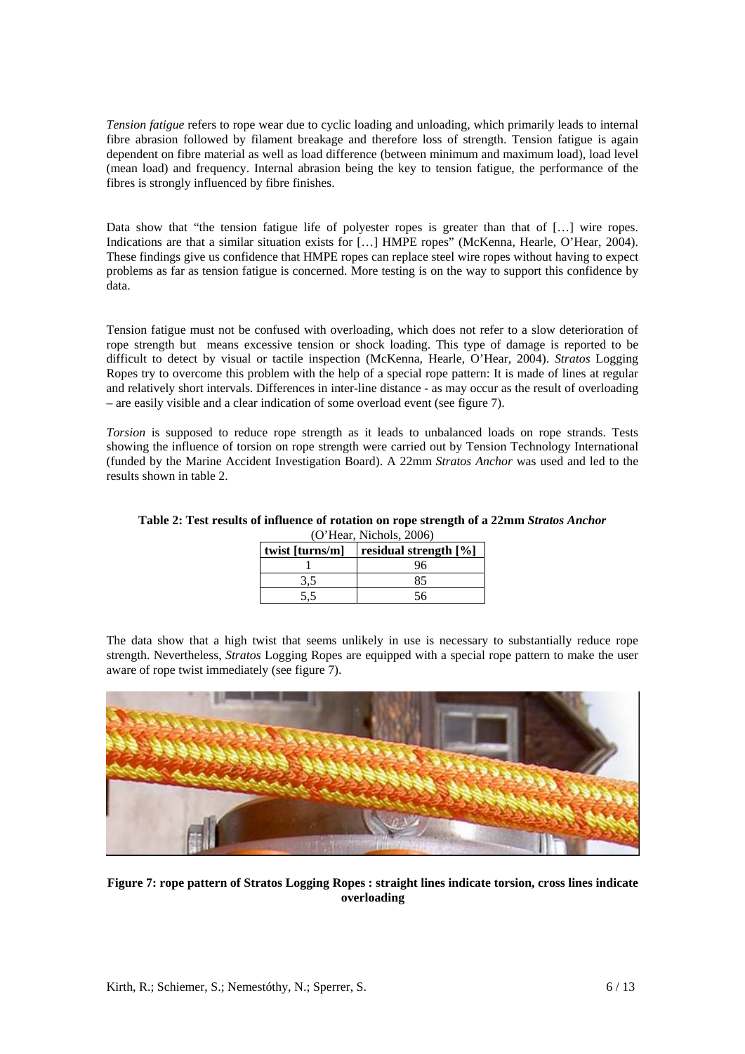*Tension fatigue* refers to rope wear due to cyclic loading and unloading, which primarily leads to internal fibre abrasion followed by filament breakage and therefore loss of strength. Tension fatigue is again dependent on fibre material as well as load difference (between minimum and maximum load), load level (mean load) and frequency. Internal abrasion being the key to tension fatigue, the performance of the fibres is strongly influenced by fibre finishes.

Data show that "the tension fatigue life of polyester ropes is greater than that of […] wire ropes. Indications are that a similar situation exists for […] HMPE ropes" (McKenna, Hearle, O'Hear, 2004). These findings give us confidence that HMPE ropes can replace steel wire ropes without having to expect problems as far as tension fatigue is concerned. More testing is on the way to support this confidence by data.

Tension fatigue must not be confused with overloading, which does not refer to a slow deterioration of rope strength but means excessive tension or shock loading. This type of damage is reported to be difficult to detect by visual or tactile inspection (McKenna, Hearle, O'Hear, 2004). *Stratos* Logging Ropes try to overcome this problem with the help of a special rope pattern: It is made of lines at regular and relatively short intervals. Differences in inter-line distance - as may occur as the result of overloading – are easily visible and a clear indication of some overload event (see figure 7).

*Torsion* is supposed to reduce rope strength as it leads to unbalanced loads on rope strands. Tests showing the influence of torsion on rope strength were carried out by Tension Technology International (funded by the Marine Accident Investigation Board). A 22mm *Stratos Anchor* was used and led to the results shown in table 2.

**Table 2: Test results of influence of rotation on rope strength of a 22mm *Stratos Anchor***
(O'Hear, Nichols, 2006)

| twist [turns/m] | residual strength [%] |
|---|---|
| 1 | 96 |
| 3,5 | 85 |
| 5,5 | 56 |

The data show that a high twist that seems unlikely in use is necessary to substantially reduce rope strength. Nevertheless, *Stratos* Logging Ropes are equipped with a special rope pattern to make the user aware of rope twist immediately (see figure 7).

**Figure 7: rope pattern of Stratos Logging Ropes : straight lines indicate torsion, cross lines indicate overloading**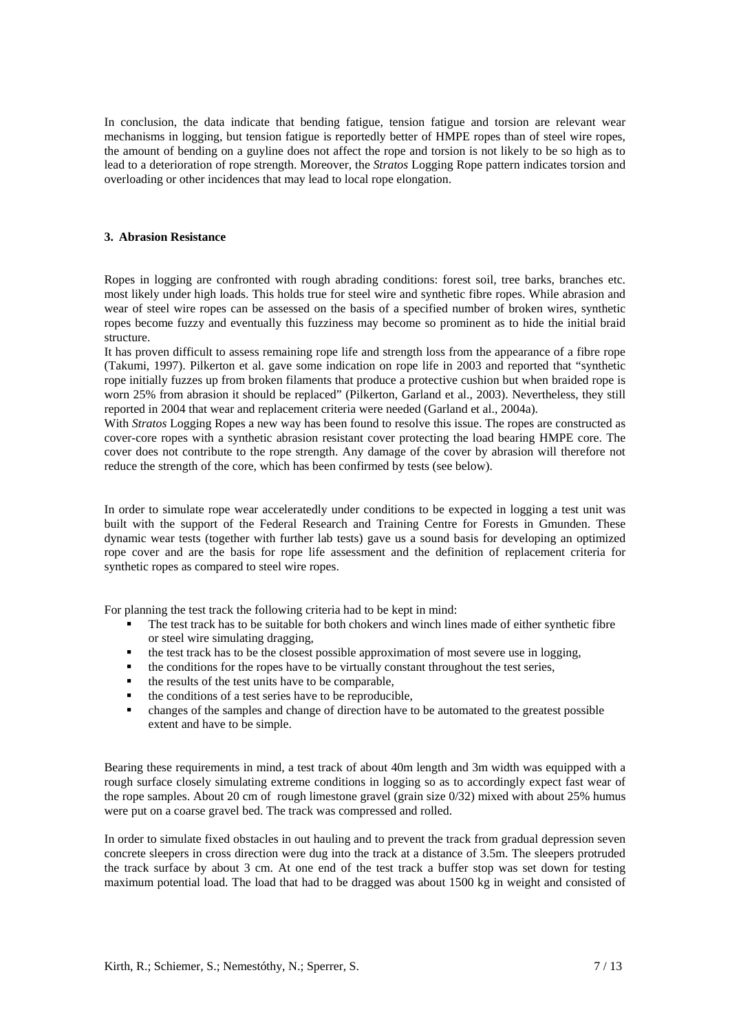In conclusion, the data indicate that bending fatigue, tension fatigue and torsion are relevant wear mechanisms in logging, but tension fatigue is reportedly better of HMPE ropes than of steel wire ropes, the amount of bending on a guyline does not affect the rope and torsion is not likely to be so high as to lead to a deterioration of rope strength. Moreover, the *Stratos* Logging Rope pattern indicates torsion and overloading or other incidences that may lead to local rope elongation.

### 3. Abrasion Resistance

Ropes in logging are confronted with rough abrading conditions: forest soil, tree barks, branches etc. most likely under high loads. This holds true for steel wire and synthetic fibre ropes. While abrasion and wear of steel wire ropes can be assessed on the basis of a specified number of broken wires, synthetic ropes become fuzzy and eventually this fuzziness may become so prominent as to hide the initial braid structure.

It has proven difficult to assess remaining rope life and strength loss from the appearance of a fibre rope (Takumi, 1997). Pilkerton et al. gave some indication on rope life in 2003 and reported that "synthetic rope initially fuzzes up from broken filaments that produce a protective cushion but when braided rope is worn 25% from abrasion it should be replaced" (Pilkerton, Garland et al., 2003). Nevertheless, they still reported in 2004 that wear and replacement criteria were needed (Garland et al., 2004a).

With *Stratos* Logging Ropes a new way has been found to resolve this issue. The ropes are constructed as cover-core ropes with a synthetic abrasion resistant cover protecting the load bearing HMPE core. The cover does not contribute to the rope strength. Any damage of the cover by abrasion will therefore not reduce the strength of the core, which has been confirmed by tests (see below).

In order to simulate rope wear acceleratedly under conditions to be expected in logging a test unit was built with the support of the Federal Research and Training Centre for Forests in Gmunden. These dynamic wear tests (together with further lab tests) gave us a sound basis for developing an optimized rope cover and are the basis for rope life assessment and the definition of replacement criteria for synthetic ropes as compared to steel wire ropes.

For planning the test track the following criteria had to be kept in mind:

- The test track has to be suitable for both chokers and winch lines made of either synthetic fibre or steel wire simulating dragging,
- the test track has to be the closest possible approximation of most severe use in logging,
- the conditions for the ropes have to be virtually constant throughout the test series,
- the results of the test units have to be comparable,
- the conditions of a test series have to be reproducible,
- changes of the samples and change of direction have to be automated to the greatest possible extent and have to be simple.

Bearing these requirements in mind, a test track of about 40m length and 3m width was equipped with a rough surface closely simulating extreme conditions in logging so as to accordingly expect fast wear of the rope samples. About 20 cm of rough limestone gravel (grain size 0/32) mixed with about 25% humus were put on a coarse gravel bed. The track was compressed and rolled.

In order to simulate fixed obstacles in out hauling and to prevent the track from gradual depression seven concrete sleepers in cross direction were dug into the track at a distance of 3.5m. The sleepers protruded the track surface by about 3 cm. At one end of the test track a buffer stop was set down for testing maximum potential load. The load that had to be dragged was about 1500 kg in weight and consisted of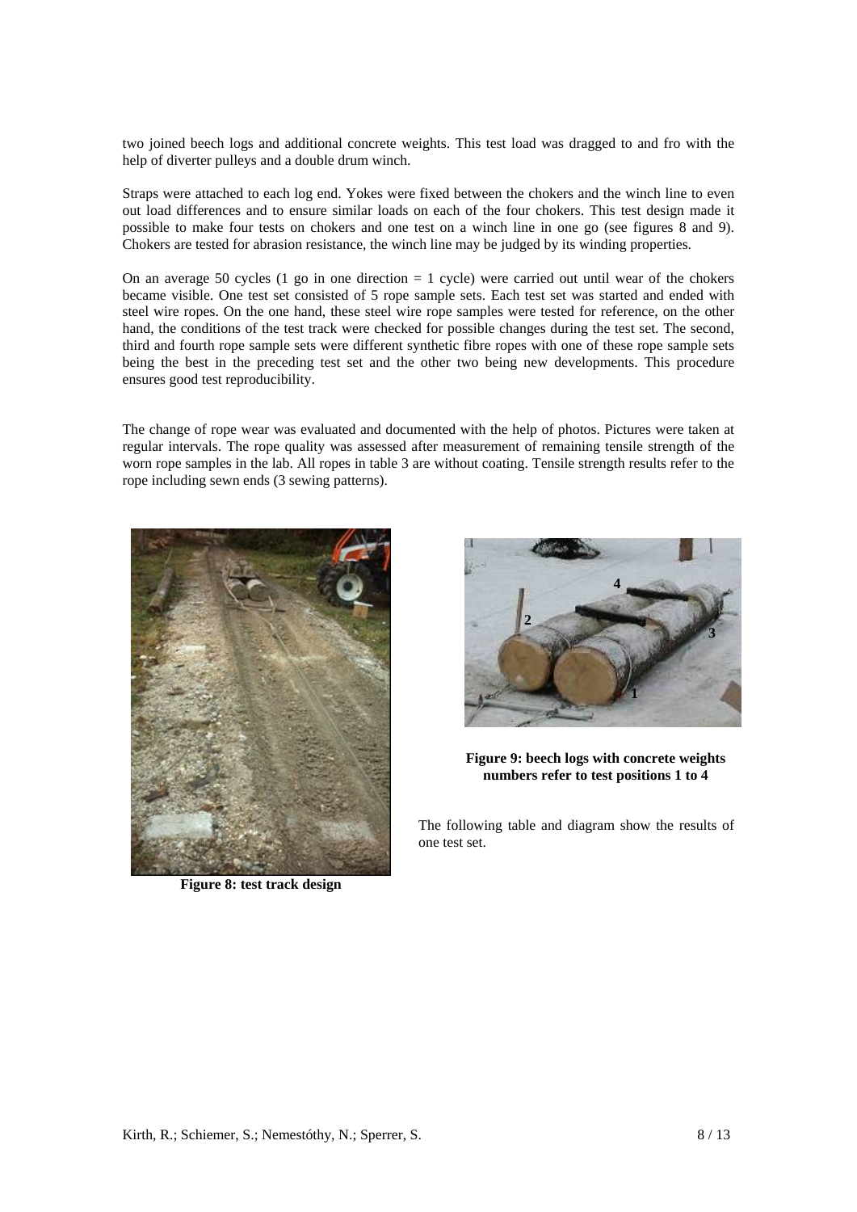two joined beech logs and additional concrete weights. This test load was dragged to and fro with the help of diverter pulleys and a double drum winch.

Straps were attached to each log end. Yokes were fixed between the chokers and the winch line to even out load differences and to ensure similar loads on each of the four chokers. This test design made it possible to make four tests on chokers and one test on a winch line in one go (see figures 8 and 9). Chokers are tested for abrasion resistance, the winch line may be judged by its winding properties.

On an average 50 cycles (1 go in one direction = 1 cycle) were carried out until wear of the chokers became visible. One test set consisted of 5 rope sample sets. Each test set was started and ended with steel wire ropes. On the one hand, these steel wire rope samples were tested for reference, on the other hand, the conditions of the test track were checked for possible changes during the test set. The second, third and fourth rope sample sets were different synthetic fibre ropes with one of these rope sample sets being the best in the preceding test set and the other two being new developments. This procedure ensures good test reproducibility.

The change of rope wear was evaluated and documented with the help of photos. Pictures were taken at regular intervals. The rope quality was assessed after measurement of remaining tensile strength of the worn rope samples in the lab. All ropes in table 3 are without coating. Tensile strength results refer to the rope including sewn ends (3 sewing patterns).

**Figure 8: test track design**

**Figure 9: beech logs with concrete weights numbers refer to test positions 1 to 4**

The following table and diagram show the results of one test set.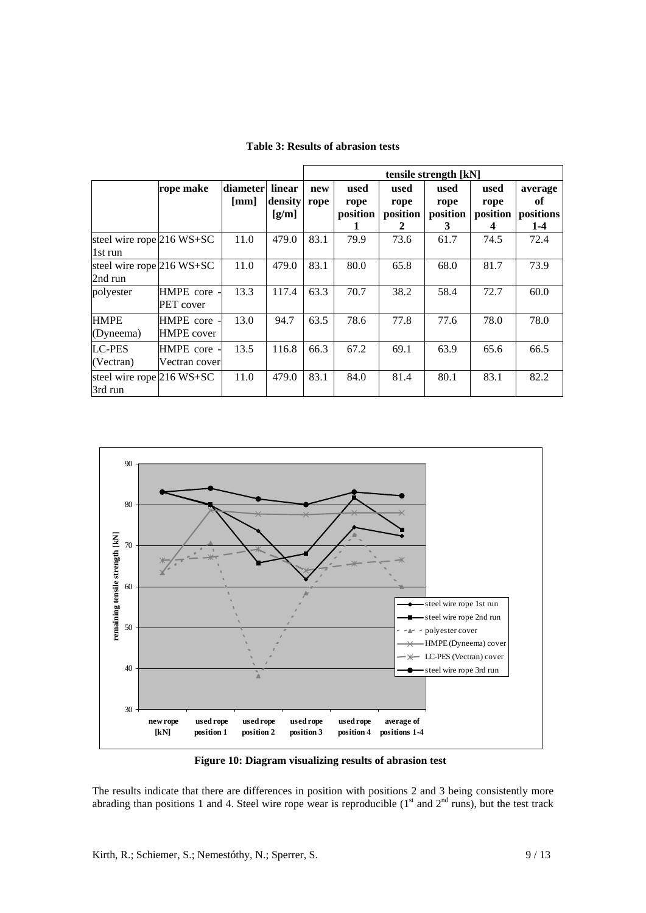**Table 3: Results of abrasion tests**

| | rope make | diameter [mm] | linear density [g/m] | tensile strength [kN] | | | | | |
|---|---|---|---|---|---|---|---|---|---|
| | | | | new rope | used rope position 1 | used rope position 2 | used rope position 3 | used rope position 4 | average of positions 1-4 |
| steel wire rope 1st run | 216 WS+SC | 11.0 | 479.0 | 83.1 | 79.9 | 73.6 | 61.7 | 74.5 | 72.4 |
| steel wire rope 2nd run | 216 WS+SC | 11.0 | 479.0 | 83.1 | 80.0 | 65.8 | 68.0 | 81.7 | 73.9 |
| polyester | HMPE core - PET cover | 13.3 | 117.4 | 63.3 | 70.7 | 38.2 | 58.4 | 72.7 | 60.0 |
| HMPE (Dyneema) | HMPE core - HMPE cover | 13.0 | 94.7 | 63.5 | 78.6 | 77.8 | 77.6 | 78.0 | 78.0 |
| LC-PES (Vectran) | HMPE core - Vectran cover | 13.5 | 116.8 | 66.3 | 67.2 | 69.1 | 63.9 | 65.6 | 66.5 |
| steel wire rope 3rd run | 216 WS+SC | 11.0 | 479.0 | 83.1 | 84.0 | 81.4 | 80.1 | 83.1 | 82.2 |

**Figure 10: Diagram visualizing results of abrasion test**

The results indicate that there are differences in position with positions 2 and 3 being consistently more abrading than positions 1 and 4. Steel wire rope wear is reproducible (1st and 2nd runs), but the test track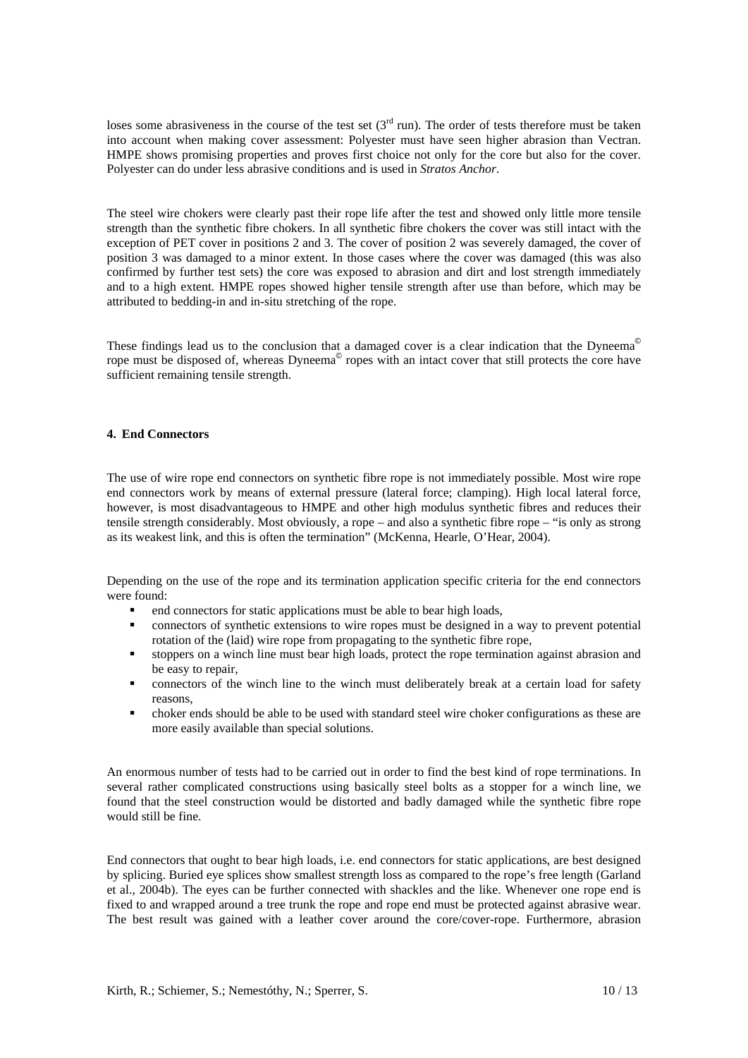loses some abrasiveness in the course of the test set (3rd run). The order of tests therefore must be taken into account when making cover assessment: Polyester must have seen higher abrasion than Vectran. HMPE shows promising properties and proves first choice not only for the core but also for the cover. Polyester can do under less abrasive conditions and is used in *Stratos Anchor*.

The steel wire chokers were clearly past their rope life after the test and showed only little more tensile strength than the synthetic fibre chokers. In all synthetic fibre chokers the cover was still intact with the exception of PET cover in positions 2 and 3. The cover of position 2 was severely damaged, the cover of position 3 was damaged to a minor extent. In those cases where the cover was damaged (this was also confirmed by further test sets) the core was exposed to abrasion and dirt and lost strength immediately and to a high extent. HMPE ropes showed higher tensile strength after use than before, which may be attributed to bedding-in and in-situ stretching of the rope.

These findings lead us to the conclusion that a damaged cover is a clear indication that the Dyneema© rope must be disposed of, whereas Dyneema© ropes with an intact cover that still protects the core have sufficient remaining tensile strength.

## 4. End Connectors

The use of wire rope end connectors on synthetic fibre rope is not immediately possible. Most wire rope end connectors work by means of external pressure (lateral force; clamping). High local lateral force, however, is most disadvantageous to HMPE and other high modulus synthetic fibres and reduces their tensile strength considerably. Most obviously, a rope – and also a synthetic fibre rope – "is only as strong as its weakest link, and this is often the termination" (McKenna, Hearle, O'Hear, 2004).

Depending on the use of the rope and its termination application specific criteria for the end connectors were found:

- end connectors for static applications must be able to bear high loads,
- connectors of synthetic extensions to wire ropes must be designed in a way to prevent potential rotation of the (laid) wire rope from propagating to the synthetic fibre rope,
- stoppers on a winch line must bear high loads, protect the rope termination against abrasion and be easy to repair,
- connectors of the winch line to the winch must deliberately break at a certain load for safety reasons,
- choker ends should be able to be used with standard steel wire choker configurations as these are more easily available than special solutions.

An enormous number of tests had to be carried out in order to find the best kind of rope terminations. In several rather complicated constructions using basically steel bolts as a stopper for a winch line, we found that the steel construction would be distorted and badly damaged while the synthetic fibre rope would still be fine.

End connectors that ought to bear high loads, i.e. end connectors for static applications, are best designed by splicing. Buried eye splices show smallest strength loss as compared to the rope's free length (Garland et al., 2004b). The eyes can be further connected with shackles and the like. Whenever one rope end is fixed to and wrapped around a tree trunk the rope and rope end must be protected against abrasive wear. The best result was gained with a leather cover around the core/cover-rope. Furthermore, abrasion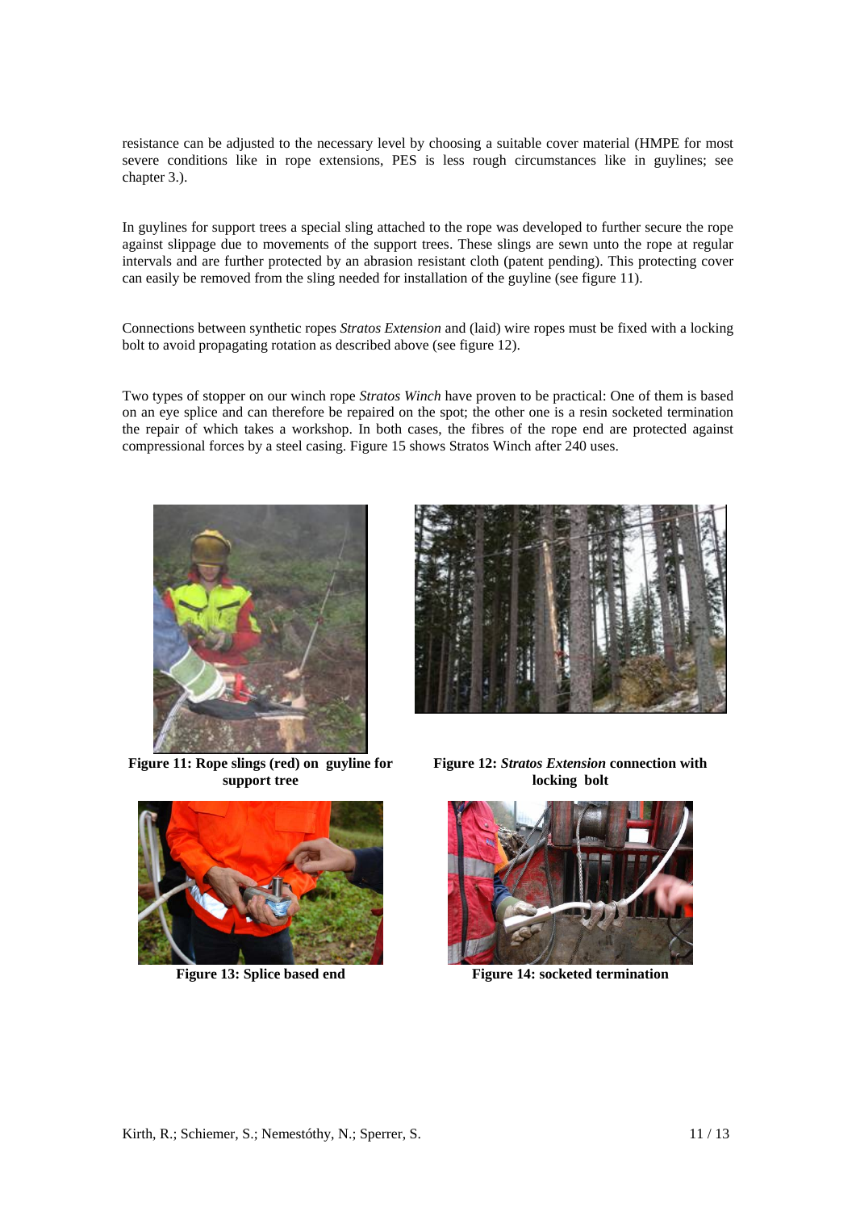resistance can be adjusted to the necessary level by choosing a suitable cover material (HMPE for most severe conditions like in rope extensions, PES is less rough circumstances like in guylines; see chapter 3.).

In guylines for support trees a special sling attached to the rope was developed to further secure the rope against slippage due to movements of the support trees. These slings are sewn unto the rope at regular intervals and are further protected by an abrasion resistant cloth (patent pending). This protecting cover can easily be removed from the sling needed for installation of the guyline (see figure 11).

Connections between synthetic ropes *Stratos Extension* and (laid) wire ropes must be fixed with a locking bolt to avoid propagating rotation as described above (see figure 12).

Two types of stopper on our winch rope *Stratos Winch* have proven to be practical: One of them is based on an eye splice and can therefore be repaired on the spot; the other one is a resin socketed termination the repair of which takes a workshop. In both cases, the fibres of the rope end are protected against compressional forces by a steel casing. Figure 15 shows Stratos Winch after 240 uses.

**Figure 11: Rope slings (red) on guyline for support tree**

**Figure 12: *Stratos Extension* connection with locking bolt**

**Figure 13: Splice based end**

**Figure 14: socketed termination**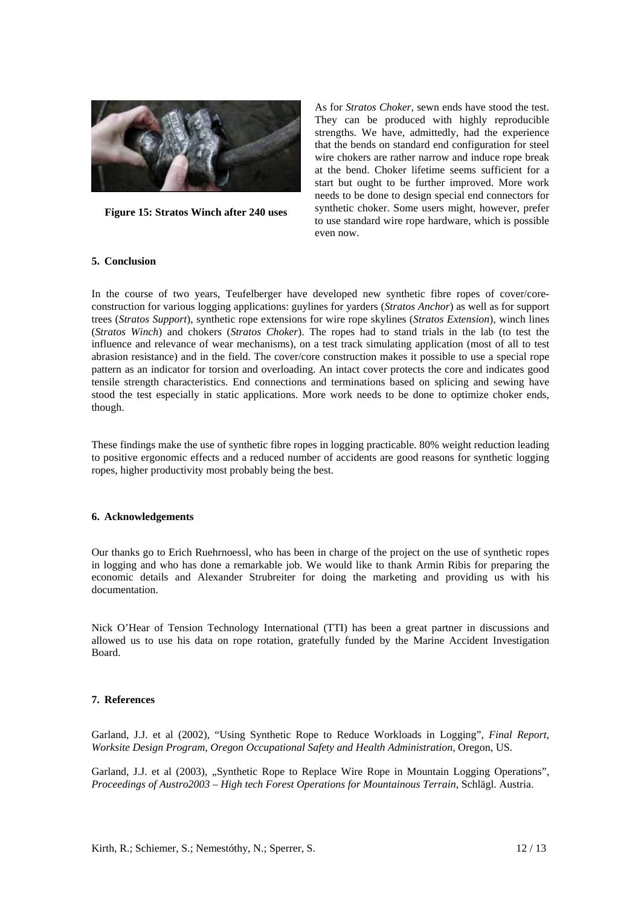Figure 15: Stratos Winch after 240 uses

As for *Stratos Choker*, sewn ends have stood the test. They can be produced with highly reproducible strengths. We have, admittedly, had the experience that the bends on standard end configuration for steel wire chokers are rather narrow and induce rope break at the bend. Choker lifetime seems sufficient for a start but ought to be further improved. More work needs to be done to design special end connectors for synthetic choker. Some users might, however, prefer to use standard wire rope hardware, which is possible even now.

## 5. Conclusion

In the course of two years, Teufelberger have developed new synthetic fibre ropes of cover/core-construction for various logging applications: guylines for yarders (*Stratos Anchor*) as well as for support trees (*Stratos Support*), synthetic rope extensions for wire rope skylines (*Stratos Extension*), winch lines (*Stratos Winch*) and chokers (*Stratos Choker*). The ropes had to stand trials in the lab (to test the influence and relevance of wear mechanisms), on a test track simulating application (most of all to test abrasion resistance) and in the field. The cover/core construction makes it possible to use a special rope pattern as an indicator for torsion and overloading. An intact cover protects the core and indicates good tensile strength characteristics. End connections and terminations based on splicing and sewing have stood the test especially in static applications. More work needs to be done to optimize choker ends, though.

These findings make the use of synthetic fibre ropes in logging practicable. 80% weight reduction leading to positive ergonomic effects and a reduced number of accidents are good reasons for synthetic logging ropes, higher productivity most probably being the best.

## 6. Acknowledgements

Our thanks go to Erich Ruehrnoessl, who has been in charge of the project on the use of synthetic ropes in logging and who has done a remarkable job. We would like to thank Armin Ribis for preparing the economic details and Alexander Strubreiter for doing the marketing and providing us with his documentation.

Nick O'Hear of Tension Technology International (TTI) has been a great partner in discussions and allowed us to use his data on rope rotation, gratefully funded by the Marine Accident Investigation Board.

## 7. References

Garland, J.J. et al (2002), "Using Synthetic Rope to Reduce Workloads in Logging", *Final Report, Worksite Design Program, Oregon Occupational Safety and Health Administration*, Oregon, US.

Garland, J.J. et al (2003), „Synthetic Rope to Replace Wire Rope in Mountain Logging Operations", *Proceedings of Austro2003 – High tech Forest Operations for Mountainous Terrain*, Schlägl. Austria.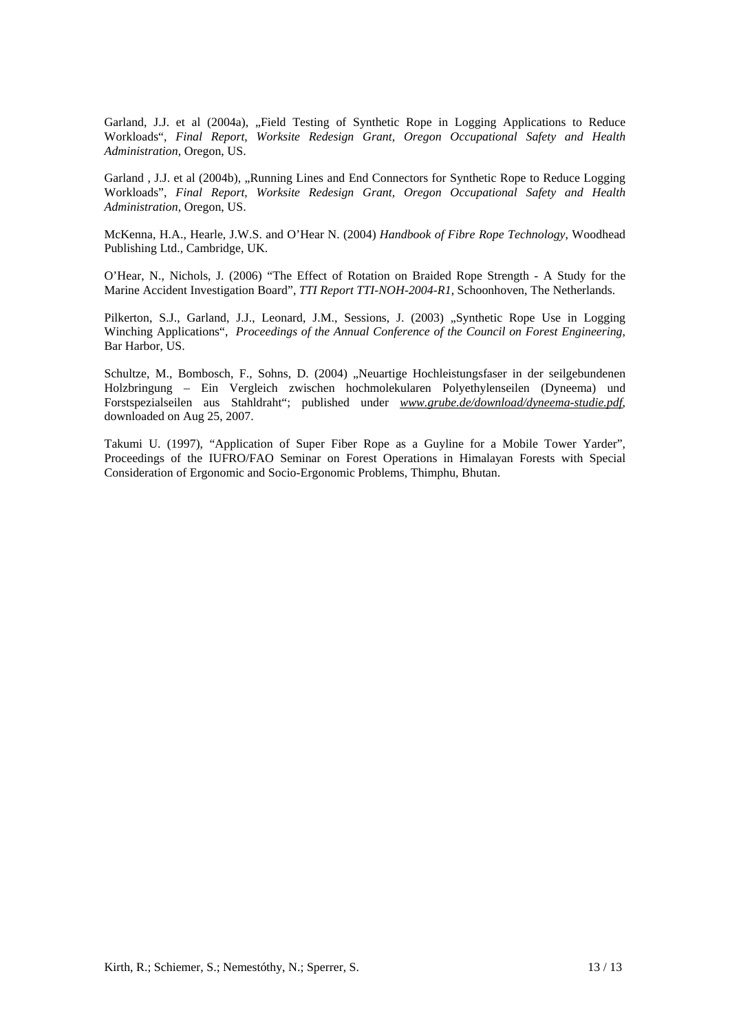Garland, J.J. et al (2004a), „Field Testing of Synthetic Rope in Logging Applications to Reduce Workloads", *Final Report, Worksite Redesign Grant, Oregon Occupational Safety and Health Administration,* Oregon, US.

Garland , J.J. et al (2004b), „Running Lines and End Connectors for Synthetic Rope to Reduce Logging Workloads", *Final Report, Worksite Redesign Grant, Oregon Occupational Safety and Health Administration,* Oregon, US.

McKenna, H.A., Hearle, J.W.S. and O'Hear N. (2004) *Handbook of Fibre Rope Technology*, Woodhead Publishing Ltd., Cambridge, UK.

O'Hear, N., Nichols, J. (2006) "The Effect of Rotation on Braided Rope Strength - A Study for the Marine Accident Investigation Board", *TTI Report TTI-NOH-2004-R1*, Schoonhoven, The Netherlands.

Pilkerton, S.J., Garland, J.J., Leonard, J.M., Sessions, J. (2003) „Synthetic Rope Use in Logging Winching Applications", *Proceedings of the Annual Conference of the Council on Forest Engineering,* Bar Harbor, US.

Schultze, M., Bombosch, F., Sohns, D. (2004) „Neuartige Hochleistungsfaser in der seilgebundenen Holzbringung – Ein Vergleich zwischen hochmolekularen Polyethylenseilen (Dyneema) und Forstspezialseilen aus Stahldraht"; published under *www.grube.de/download/dyneema-studie.pdf*, downloaded on Aug 25, 2007.

Takumi U. (1997), "Application of Super Fiber Rope as a Guyline for a Mobile Tower Yarder", Proceedings of the IUFRO/FAO Seminar on Forest Operations in Himalayan Forests with Special Consideration of Ergonomic and Socio-Ergonomic Problems, Thimphu, Bhutan.